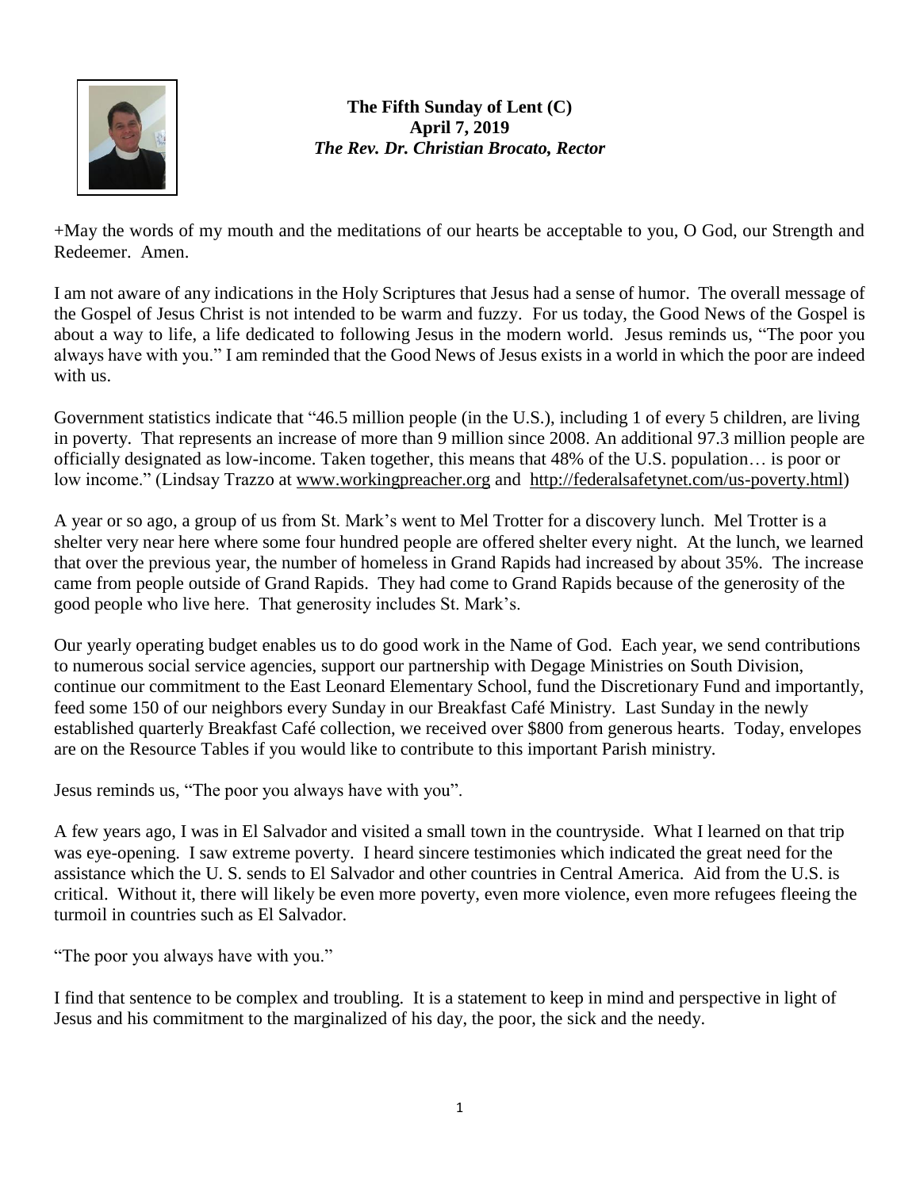**The Fifth Sunday of Lent (C)**
**April 7, 2019**
***The Rev. Dr. Christian Brocato, Rector***

+May the words of my mouth and the meditations of our hearts be acceptable to you, O God, our Strength and Redeemer. Amen.

I am not aware of any indications in the Holy Scriptures that Jesus had a sense of humor. The overall message of the Gospel of Jesus Christ is not intended to be warm and fuzzy. For us today, the Good News of the Gospel is about a way to life, a life dedicated to following Jesus in the modern world. Jesus reminds us, "The poor you always have with you." I am reminded that the Good News of Jesus exists in a world in which the poor are indeed with us.

Government statistics indicate that "46.5 million people (in the U.S.), including 1 of every 5 children, are living in poverty. That represents an increase of more than 9 million since 2008. An additional 97.3 million people are officially designated as low-income. Taken together, this means that 48% of the U.S. population… is poor or low income." (Lindsay Trazzo at www.workingpreacher.org and http://federalsafetynet.com/us-poverty.html)

A year or so ago, a group of us from St. Mark's went to Mel Trotter for a discovery lunch. Mel Trotter is a shelter very near here where some four hundred people are offered shelter every night. At the lunch, we learned that over the previous year, the number of homeless in Grand Rapids had increased by about 35%. The increase came from people outside of Grand Rapids. They had come to Grand Rapids because of the generosity of the good people who live here. That generosity includes St. Mark's.

Our yearly operating budget enables us to do good work in the Name of God. Each year, we send contributions to numerous social service agencies, support our partnership with Degage Ministries on South Division, continue our commitment to the East Leonard Elementary School, fund the Discretionary Fund and importantly, feed some 150 of our neighbors every Sunday in our Breakfast Café Ministry. Last Sunday in the newly established quarterly Breakfast Café collection, we received over $800 from generous hearts. Today, envelopes are on the Resource Tables if you would like to contribute to this important Parish ministry.

Jesus reminds us, "The poor you always have with you".

A few years ago, I was in El Salvador and visited a small town in the countryside. What I learned on that trip was eye-opening. I saw extreme poverty. I heard sincere testimonies which indicated the great need for the assistance which the U. S. sends to El Salvador and other countries in Central America. Aid from the U.S. is critical. Without it, there will likely be even more poverty, even more violence, even more refugees fleeing the turmoil in countries such as El Salvador.

"The poor you always have with you."

I find that sentence to be complex and troubling. It is a statement to keep in mind and perspective in light of Jesus and his commitment to the marginalized of his day, the poor, the sick and the needy.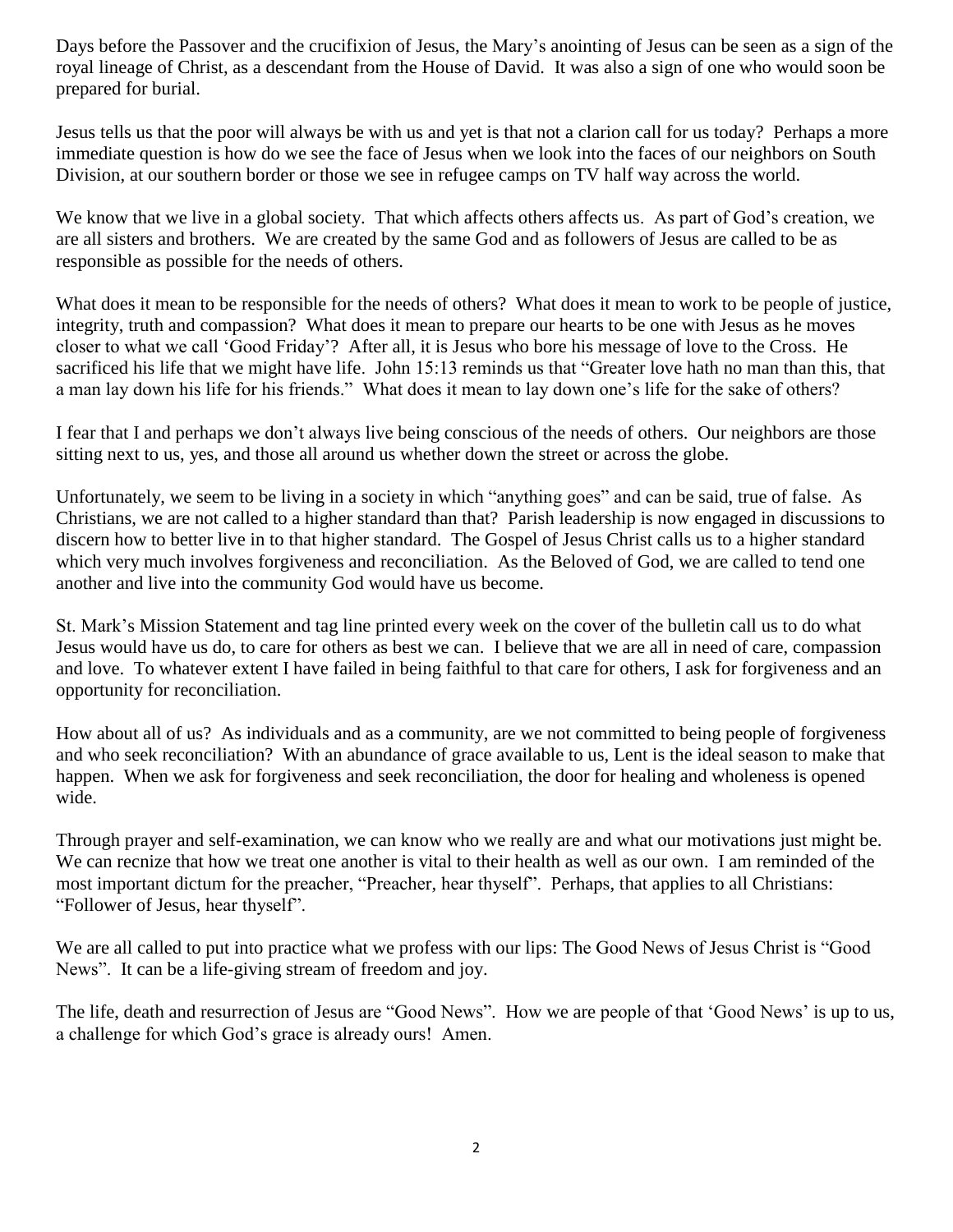Days before the Passover and the crucifixion of Jesus, the Mary's anointing of Jesus can be seen as a sign of the royal lineage of Christ, as a descendant from the House of David. It was also a sign of one who would soon be prepared for burial.

Jesus tells us that the poor will always be with us and yet is that not a clarion call for us today? Perhaps a more immediate question is how do we see the face of Jesus when we look into the faces of our neighbors on South Division, at our southern border or those we see in refugee camps on TV half way across the world.

We know that we live in a global society. That which affects others affects us. As part of God's creation, we are all sisters and brothers. We are created by the same God and as followers of Jesus are called to be as responsible as possible for the needs of others.

What does it mean to be responsible for the needs of others? What does it mean to work to be people of justice, integrity, truth and compassion? What does it mean to prepare our hearts to be one with Jesus as he moves closer to what we call 'Good Friday'? After all, it is Jesus who bore his message of love to the Cross. He sacrificed his life that we might have life. John 15:13 reminds us that "Greater love hath no man than this, that a man lay down his life for his friends." What does it mean to lay down one's life for the sake of others?

I fear that I and perhaps we don't always live being conscious of the needs of others. Our neighbors are those sitting next to us, yes, and those all around us whether down the street or across the globe.

Unfortunately, we seem to be living in a society in which "anything goes" and can be said, true of false. As Christians, we are not called to a higher standard than that? Parish leadership is now engaged in discussions to discern how to better live in to that higher standard. The Gospel of Jesus Christ calls us to a higher standard which very much involves forgiveness and reconciliation. As the Beloved of God, we are called to tend one another and live into the community God would have us become.

St. Mark's Mission Statement and tag line printed every week on the cover of the bulletin call us to do what Jesus would have us do, to care for others as best we can. I believe that we are all in need of care, compassion and love. To whatever extent I have failed in being faithful to that care for others, I ask for forgiveness and an opportunity for reconciliation.

How about all of us? As individuals and as a community, are we not committed to being people of forgiveness and who seek reconciliation? With an abundance of grace available to us, Lent is the ideal season to make that happen. When we ask for forgiveness and seek reconciliation, the door for healing and wholeness is opened wide.

Through prayer and self-examination, we can know who we really are and what our motivations just might be. We can recnize that how we treat one another is vital to their health as well as our own. I am reminded of the most important dictum for the preacher, "Preacher, hear thyself". Perhaps, that applies to all Christians: "Follower of Jesus, hear thyself".

We are all called to put into practice what we profess with our lips: The Good News of Jesus Christ is "Good News". It can be a life-giving stream of freedom and joy.

The life, death and resurrection of Jesus are "Good News". How we are people of that 'Good News' is up to us, a challenge for which God's grace is already ours! Amen.